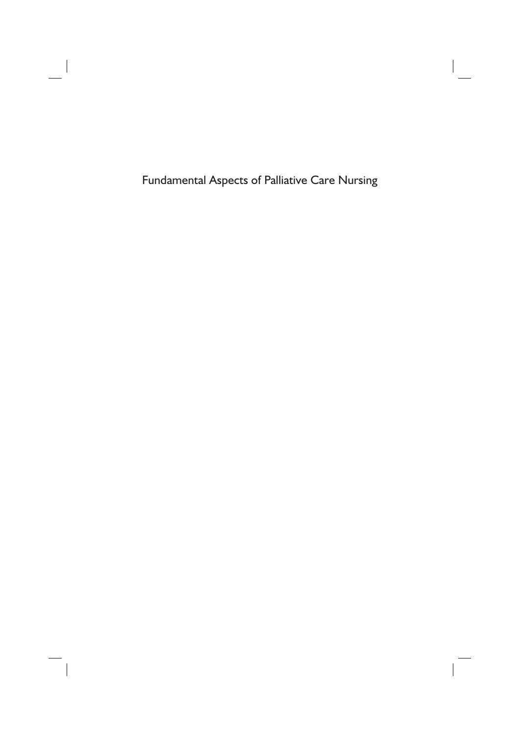# Fundamental Aspects of Palliative Care Nursing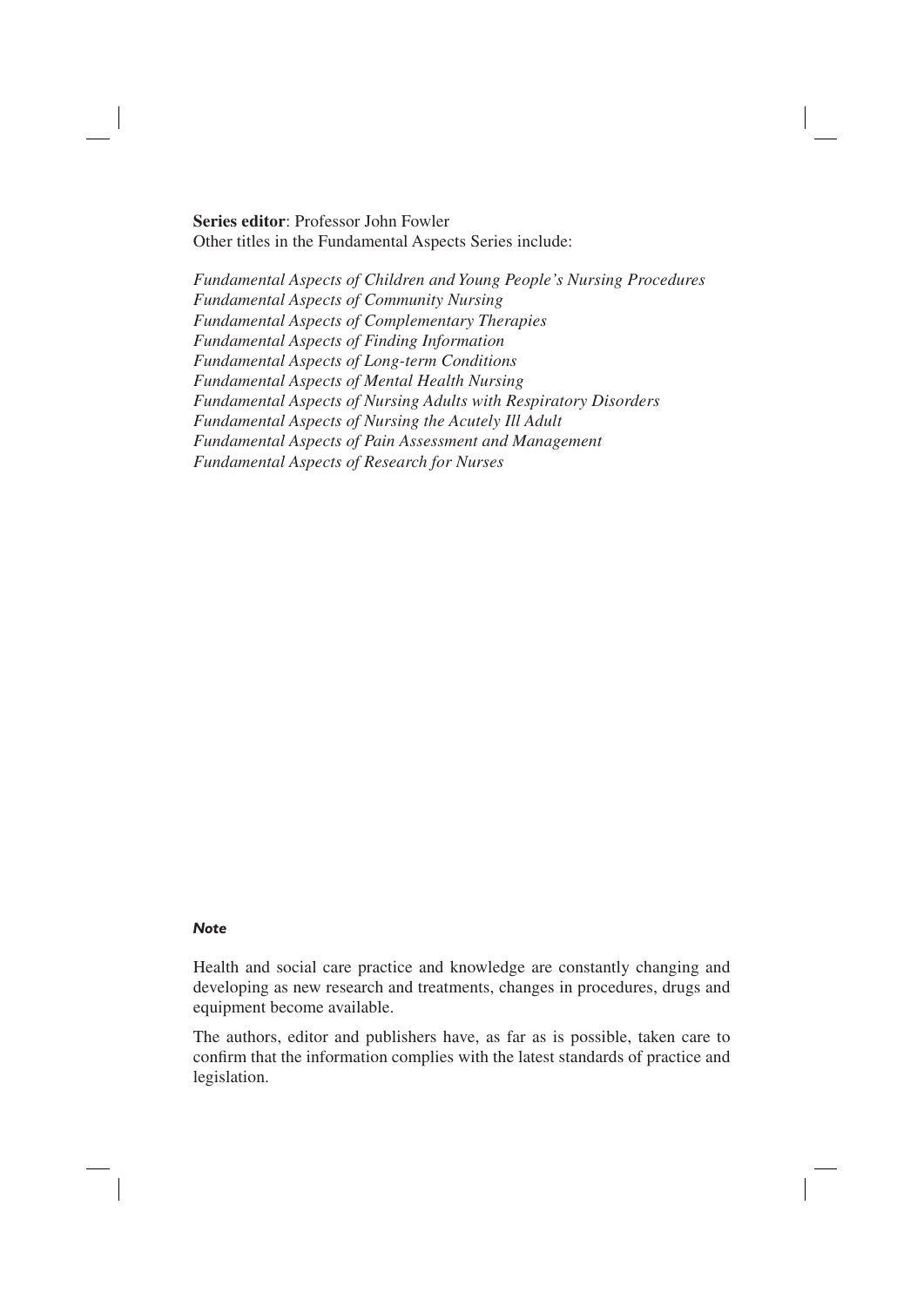**Series editor**: Professor John Fowler
Other titles in the Fundamental Aspects Series include:

*Fundamental Aspects of Children and Young People's Nursing Procedures*
*Fundamental Aspects of Community Nursing*
*Fundamental Aspects of Complementary Therapies*
*Fundamental Aspects of Finding Information*
*Fundamental Aspects of Long-term Conditions*
*Fundamental Aspects of Mental Health Nursing*
*Fundamental Aspects of Nursing Adults with Respiratory Disorders*
*Fundamental Aspects of Nursing the Acutely Ill Adult*
*Fundamental Aspects of Pain Assessment and Management*
*Fundamental Aspects of Research for Nurses*

***Note***

Health and social care practice and knowledge are constantly changing and developing as new research and treatments, changes in procedures, drugs and equipment become available.

The authors, editor and publishers have, as far as is possible, taken care to confirm that the information complies with the latest standards of practice and legislation.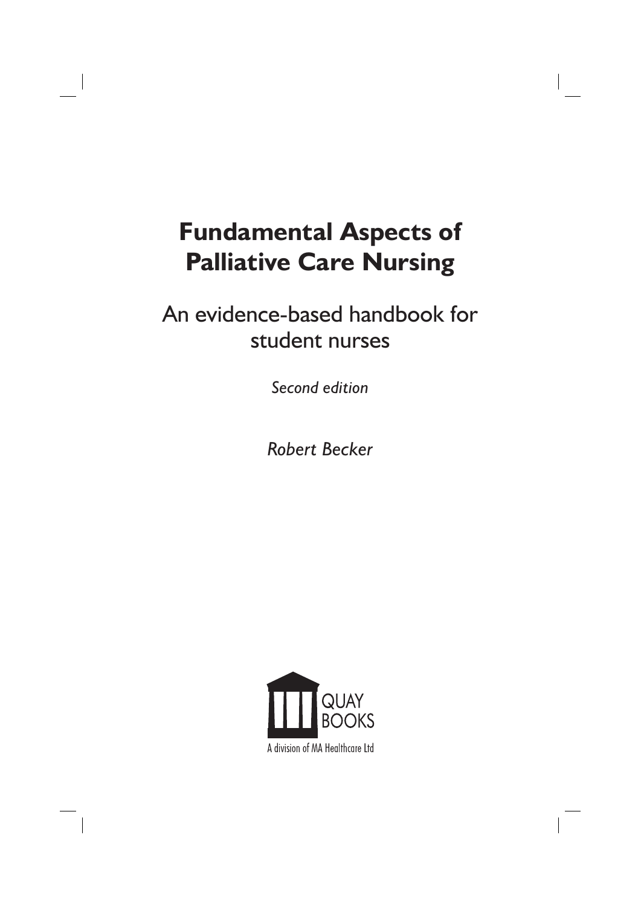# Fundamental Aspects of Palliative Care Nursing

## An evidence-based handbook for student nurses

*Second edition*

*Robert Becker*

QUAY BOOKS

A division of MA Healthcare Ltd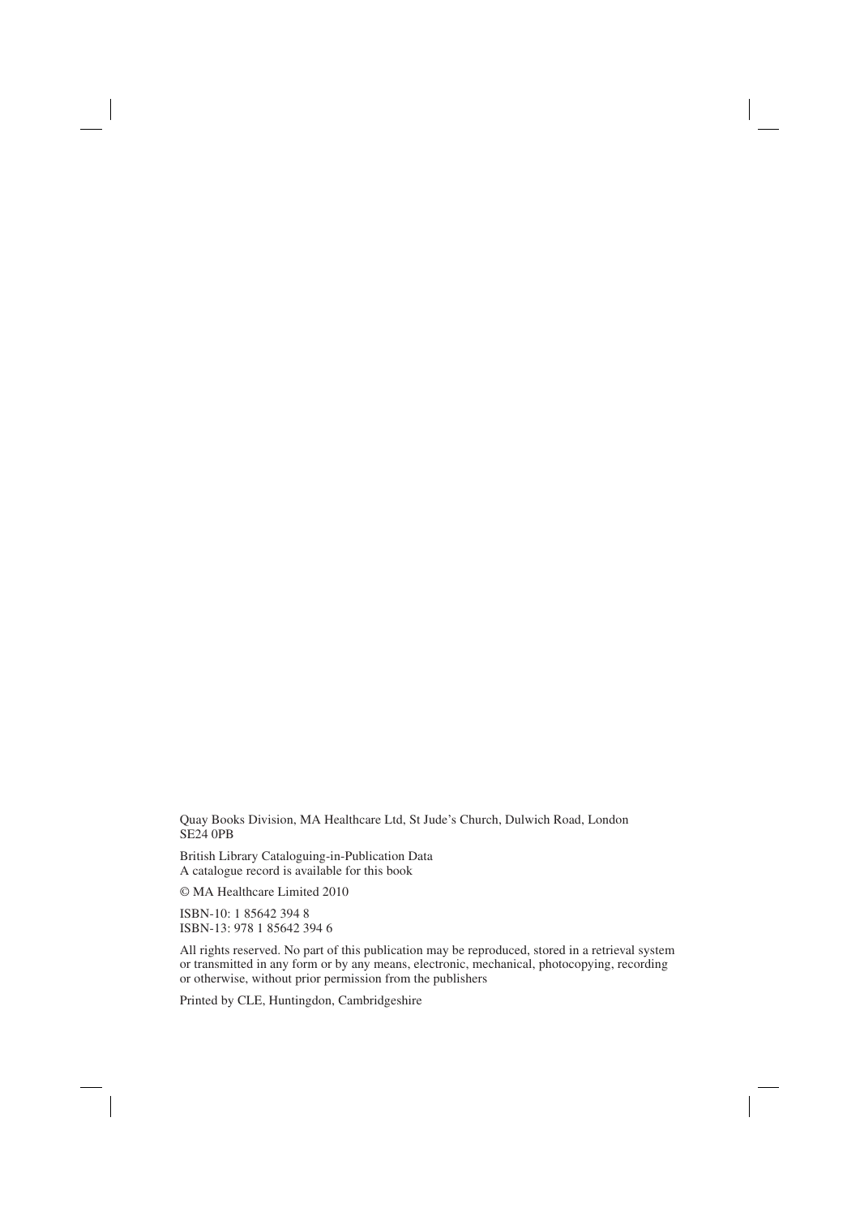Quay Books Division, MA Healthcare Ltd, St Jude's Church, Dulwich Road, London SE24 0PB

British Library Cataloguing-in-Publication Data
A catalogue record is available for this book

© MA Healthcare Limited 2010

ISBN-10: 1 85642 394 8
ISBN-13: 978 1 85642 394 6

All rights reserved. No part of this publication may be reproduced, stored in a retrieval system or transmitted in any form or by any means, electronic, mechanical, photocopying, recording or otherwise, without prior permission from the publishers

Printed by CLE, Huntingdon, Cambridgeshire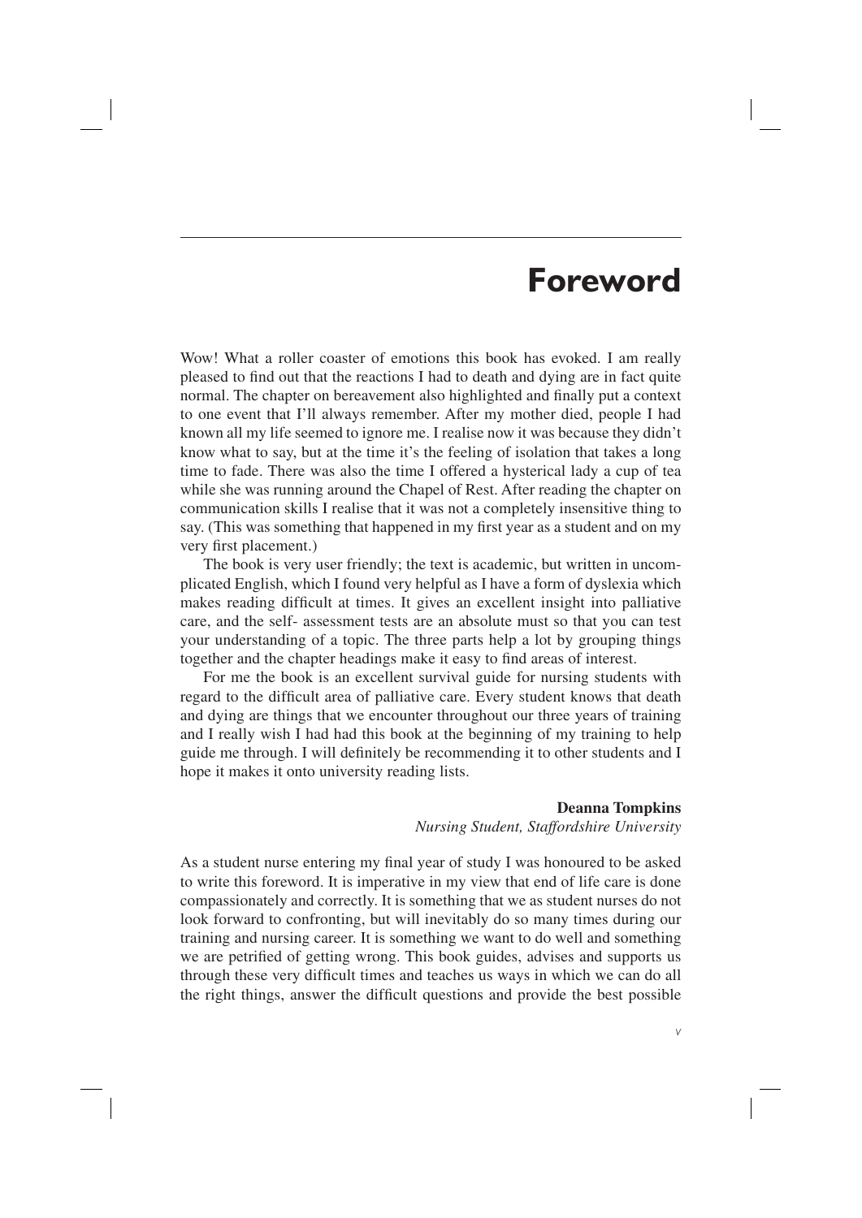# Foreword

Wow! What a roller coaster of emotions this book has evoked. I am really pleased to find out that the reactions I had to death and dying are in fact quite normal. The chapter on bereavement also highlighted and finally put a context to one event that I'll always remember. After my mother died, people I had known all my life seemed to ignore me. I realise now it was because they didn't know what to say, but at the time it's the feeling of isolation that takes a long time to fade. There was also the time I offered a hysterical lady a cup of tea while she was running around the Chapel of Rest. After reading the chapter on communication skills I realise that it was not a completely insensitive thing to say. (This was something that happened in my first year as a student and on my very first placement.)

The book is very user friendly; the text is academic, but written in uncomplicated English, which I found very helpful as I have a form of dyslexia which makes reading difficult at times. It gives an excellent insight into palliative care, and the self- assessment tests are an absolute must so that you can test your understanding of a topic. The three parts help a lot by grouping things together and the chapter headings make it easy to find areas of interest.

For me the book is an excellent survival guide for nursing students with regard to the difficult area of palliative care. Every student knows that death and dying are things that we encounter throughout our three years of training and I really wish I had had this book at the beginning of my training to help guide me through. I will definitely be recommending it to other students and I hope it makes it onto university reading lists.

**Deanna Tompkins**
*Nursing Student, Staffordshire University*

As a student nurse entering my final year of study I was honoured to be asked to write this foreword. It is imperative in my view that end of life care is done compassionately and correctly. It is something that we as student nurses do not look forward to confronting, but will inevitably do so many times during our training and nursing career. It is something we want to do well and something we are petrified of getting wrong. This book guides, advises and supports us through these very difficult times and teaches us ways in which we can do all the right things, answer the difficult questions and provide the best possible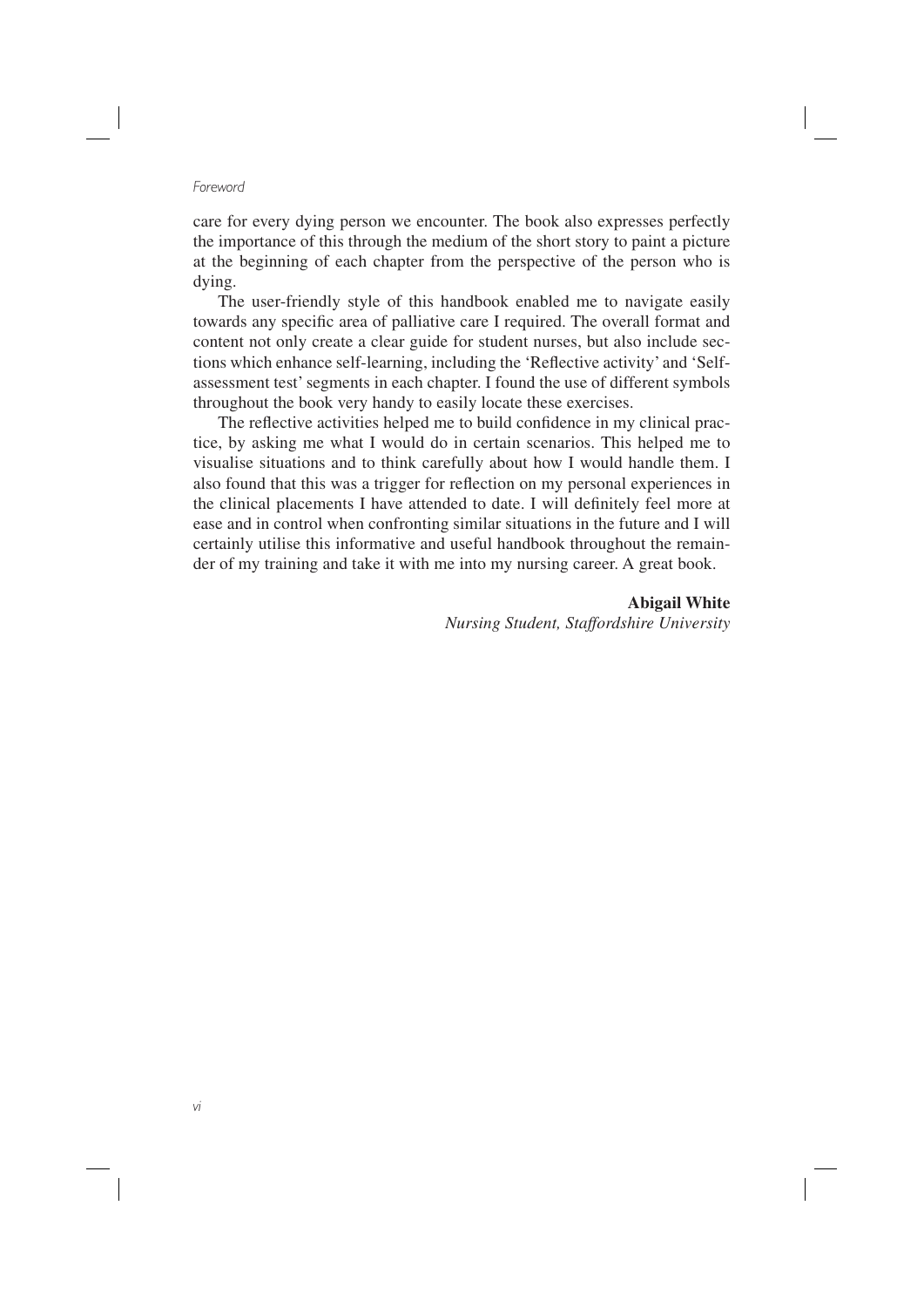care for every dying person we encounter. The book also expresses perfectly the importance of this through the medium of the short story to paint a picture at the beginning of each chapter from the perspective of the person who is dying.

The user-friendly style of this handbook enabled me to navigate easily towards any specific area of palliative care I required. The overall format and content not only create a clear guide for student nurses, but also include sections which enhance self-learning, including the 'Reflective activity' and 'Self-assessment test' segments in each chapter. I found the use of different symbols throughout the book very handy to easily locate these exercises.

The reflective activities helped me to build confidence in my clinical practice, by asking me what I would do in certain scenarios. This helped me to visualise situations and to think carefully about how I would handle them. I also found that this was a trigger for reflection on my personal experiences in the clinical placements I have attended to date. I will definitely feel more at ease and in control when confronting similar situations in the future and I will certainly utilise this informative and useful handbook throughout the remainder of my training and take it with me into my nursing career. A great book.

**Abigail White**
*Nursing Student, Staffordshire University*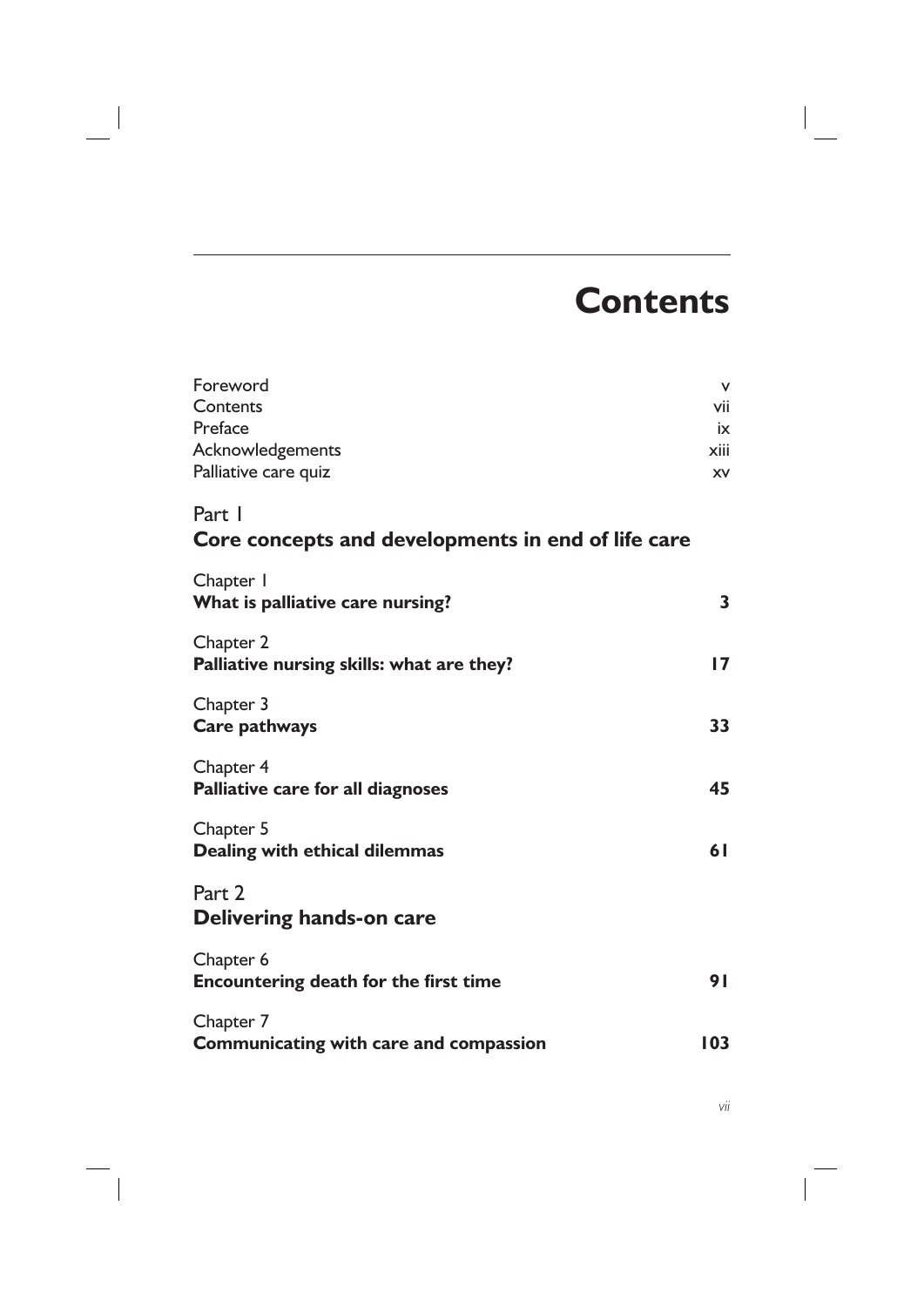# Contents

| | |
|---|---|
| Foreword | v |
| Contents | vii |
| Preface | ix |
| Acknowledgements | xiii |
| Palliative care quiz | xv |

## Part 1
## Core concepts and developments in end of life care

| | |
|---|---|
| Chapter 1<br>**What is palliative care nursing?** | **3** |
| Chapter 2<br>**Palliative nursing skills: what are they?** | **17** |
| Chapter 3<br>**Care pathways** | **33** |
| Chapter 4<br>**Palliative care for all diagnoses** | **45** |
| Chapter 5<br>**Dealing with ethical dilemmas** | **61** |

## Part 2
## Delivering hands-on care

| | |
|---|---|
| Chapter 6<br>**Encountering death for the first time** | **91** |
| Chapter 7<br>**Communicating with care and compassion** | **103** |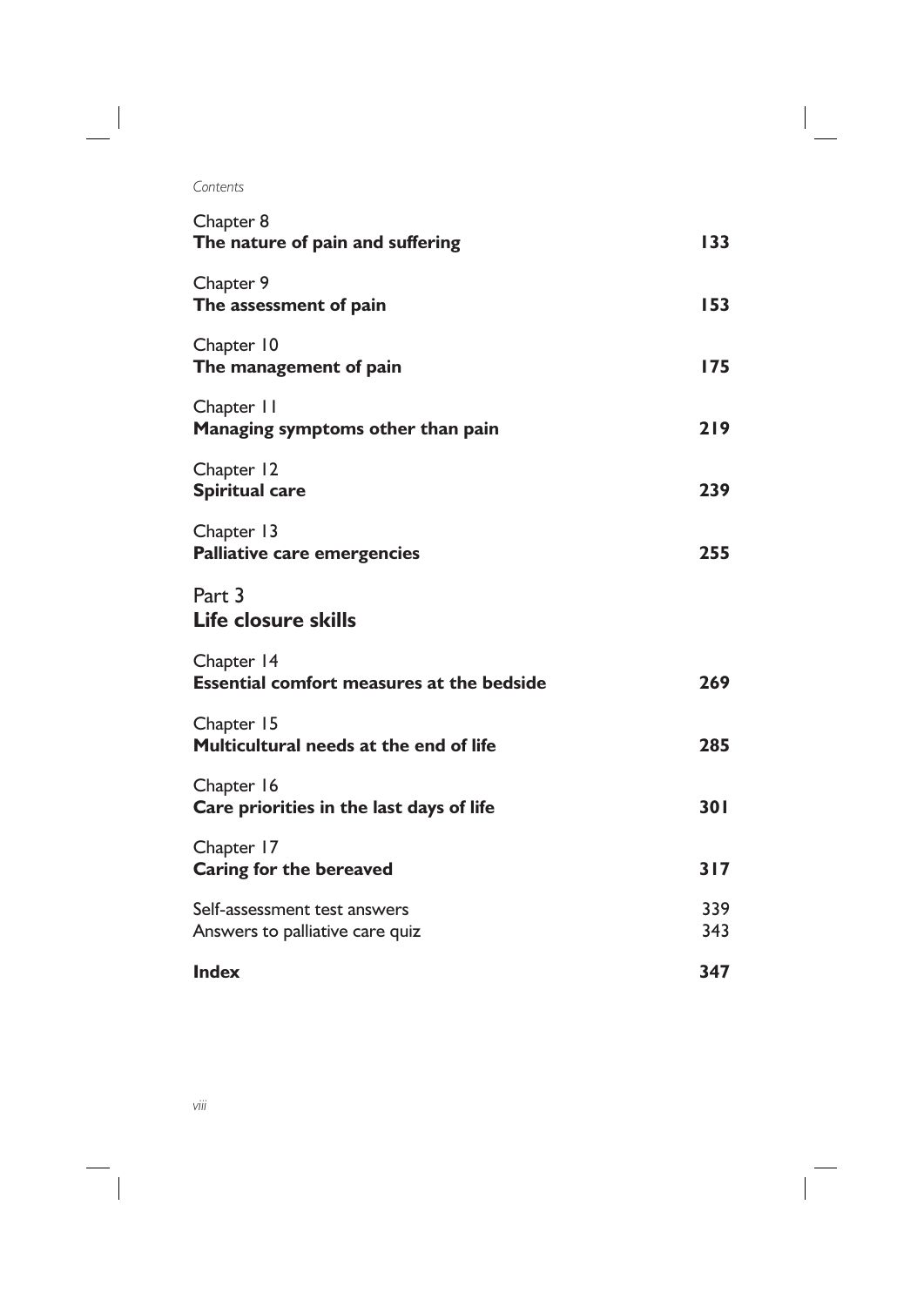Chapter 8
**The nature of pain and suffering** **133**

Chapter 9
**The assessment of pain** **153**

Chapter 10
**The management of pain** **175**

Chapter 11
**Managing symptoms other than pain** **219**

Chapter 12
**Spiritual care** **239**

Chapter 13
**Palliative care emergencies** **255**

## Part 3
## Life closure skills

Chapter 14
**Essential comfort measures at the bedside** **269**

Chapter 15
**Multicultural needs at the end of life** **285**

Chapter 16
**Care priorities in the last days of life** **301**

Chapter 17
**Caring for the bereaved** **317**

Self-assessment test answers 339
Answers to palliative care quiz 343

**Index** **347**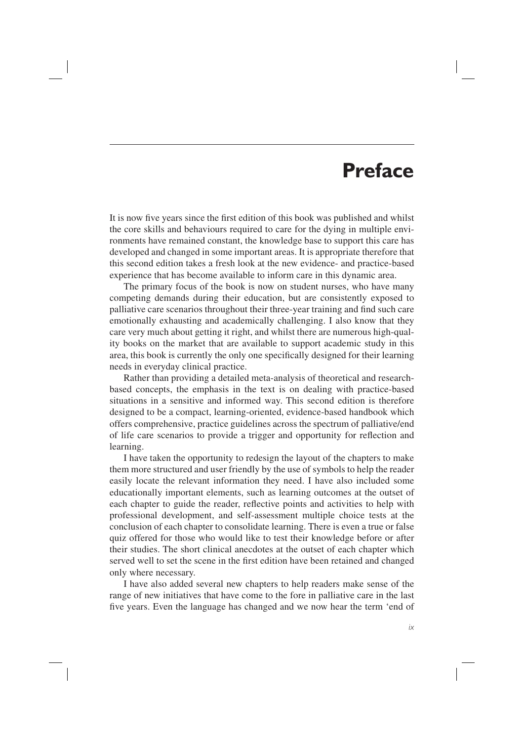# Preface

It is now five years since the first edition of this book was published and whilst the core skills and behaviours required to care for the dying in multiple environments have remained constant, the knowledge base to support this care has developed and changed in some important areas. It is appropriate therefore that this second edition takes a fresh look at the new evidence- and practice-based experience that has become available to inform care in this dynamic area.

The primary focus of the book is now on student nurses, who have many competing demands during their education, but are consistently exposed to palliative care scenarios throughout their three-year training and find such care emotionally exhausting and academically challenging. I also know that they care very much about getting it right, and whilst there are numerous high-quality books on the market that are available to support academic study in this area, this book is currently the only one specifically designed for their learning needs in everyday clinical practice.

Rather than providing a detailed meta-analysis of theoretical and research-based concepts, the emphasis in the text is on dealing with practice-based situations in a sensitive and informed way. This second edition is therefore designed to be a compact, learning-oriented, evidence-based handbook which offers comprehensive, practice guidelines across the spectrum of palliative/end of life care scenarios to provide a trigger and opportunity for reflection and learning.

I have taken the opportunity to redesign the layout of the chapters to make them more structured and user friendly by the use of symbols to help the reader easily locate the relevant information they need. I have also included some educationally important elements, such as learning outcomes at the outset of each chapter to guide the reader, reflective points and activities to help with professional development, and self-assessment multiple choice tests at the conclusion of each chapter to consolidate learning. There is even a true or false quiz offered for those who would like to test their knowledge before or after their studies. The short clinical anecdotes at the outset of each chapter which served well to set the scene in the first edition have been retained and changed only where necessary.

I have also added several new chapters to help readers make sense of the range of new initiatives that have come to the fore in palliative care in the last five years. Even the language has changed and we now hear the term 'end of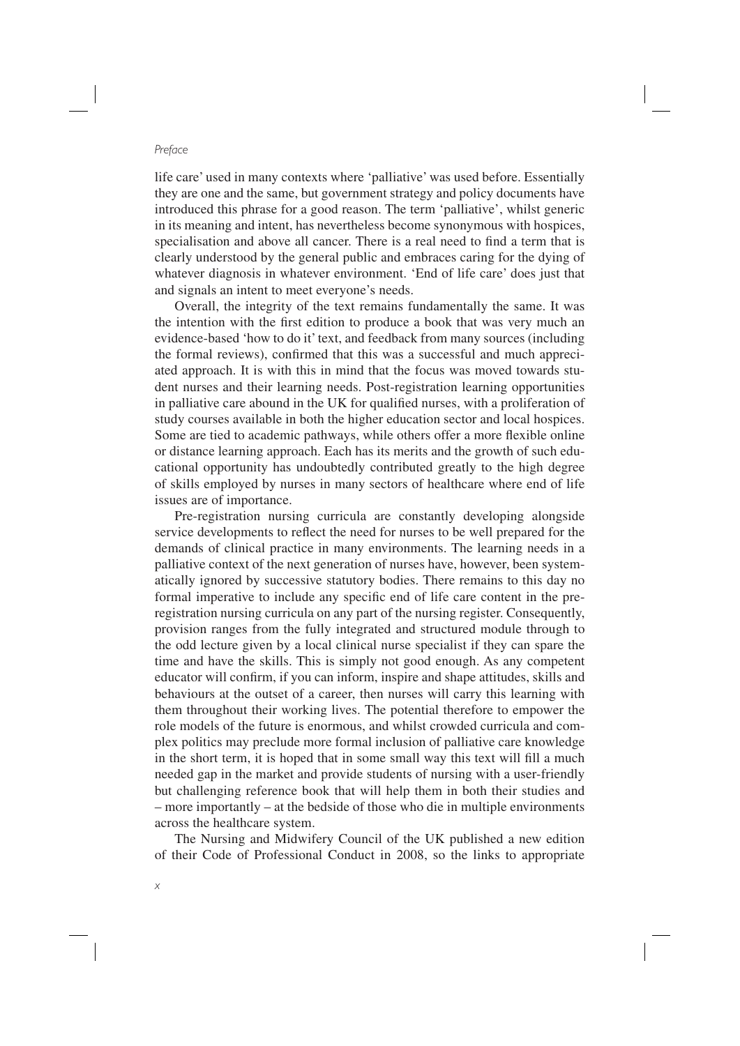life care' used in many contexts where 'palliative' was used before. Essentially they are one and the same, but government strategy and policy documents have introduced this phrase for a good reason. The term 'palliative', whilst generic in its meaning and intent, has nevertheless become synonymous with hospices, specialisation and above all cancer. There is a real need to find a term that is clearly understood by the general public and embraces caring for the dying of whatever diagnosis in whatever environment. 'End of life care' does just that and signals an intent to meet everyone's needs.

Overall, the integrity of the text remains fundamentally the same. It was the intention with the first edition to produce a book that was very much an evidence-based 'how to do it' text, and feedback from many sources (including the formal reviews), confirmed that this was a successful and much appreciated approach. It is with this in mind that the focus was moved towards student nurses and their learning needs. Post-registration learning opportunities in palliative care abound in the UK for qualified nurses, with a proliferation of study courses available in both the higher education sector and local hospices. Some are tied to academic pathways, while others offer a more flexible online or distance learning approach. Each has its merits and the growth of such educational opportunity has undoubtedly contributed greatly to the high degree of skills employed by nurses in many sectors of healthcare where end of life issues are of importance.

Pre-registration nursing curricula are constantly developing alongside service developments to reflect the need for nurses to be well prepared for the demands of clinical practice in many environments. The learning needs in a palliative context of the next generation of nurses have, however, been systematically ignored by successive statutory bodies. There remains to this day no formal imperative to include any specific end of life care content in the pre-registration nursing curricula on any part of the nursing register. Consequently, provision ranges from the fully integrated and structured module through to the odd lecture given by a local clinical nurse specialist if they can spare the time and have the skills. This is simply not good enough. As any competent educator will confirm, if you can inform, inspire and shape attitudes, skills and behaviours at the outset of a career, then nurses will carry this learning with them throughout their working lives. The potential therefore to empower the role models of the future is enormous, and whilst crowded curricula and complex politics may preclude more formal inclusion of palliative care knowledge in the short term, it is hoped that in some small way this text will fill a much needed gap in the market and provide students of nursing with a user-friendly but challenging reference book that will help them in both their studies and – more importantly – at the bedside of those who die in multiple environments across the healthcare system.

The Nursing and Midwifery Council of the UK published a new edition of their Code of Professional Conduct in 2008, so the links to appropriate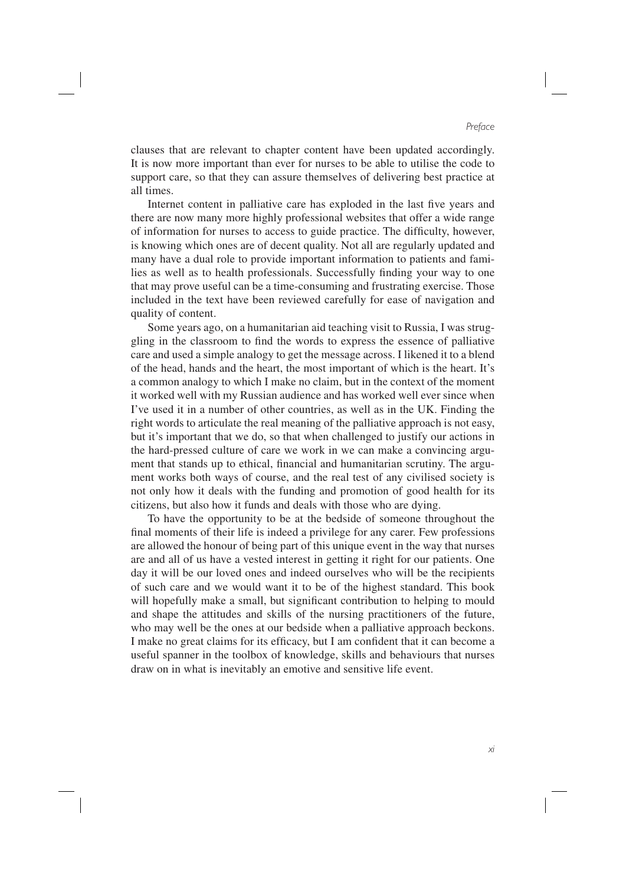clauses that are relevant to chapter content have been updated accordingly. It is now more important than ever for nurses to be able to utilise the code to support care, so that they can assure themselves of delivering best practice at all times.

Internet content in palliative care has exploded in the last five years and there are now many more highly professional websites that offer a wide range of information for nurses to access to guide practice. The difficulty, however, is knowing which ones are of decent quality. Not all are regularly updated and many have a dual role to provide important information to patients and families as well as to health professionals. Successfully finding your way to one that may prove useful can be a time-consuming and frustrating exercise. Those included in the text have been reviewed carefully for ease of navigation and quality of content.

Some years ago, on a humanitarian aid teaching visit to Russia, I was struggling in the classroom to find the words to express the essence of palliative care and used a simple analogy to get the message across. I likened it to a blend of the head, hands and the heart, the most important of which is the heart. It's a common analogy to which I make no claim, but in the context of the moment it worked well with my Russian audience and has worked well ever since when I've used it in a number of other countries, as well as in the UK. Finding the right words to articulate the real meaning of the palliative approach is not easy, but it's important that we do, so that when challenged to justify our actions in the hard-pressed culture of care we work in we can make a convincing argument that stands up to ethical, financial and humanitarian scrutiny. The argument works both ways of course, and the real test of any civilised society is not only how it deals with the funding and promotion of good health for its citizens, but also how it funds and deals with those who are dying.

To have the opportunity to be at the bedside of someone throughout the final moments of their life is indeed a privilege for any carer. Few professions are allowed the honour of being part of this unique event in the way that nurses are and all of us have a vested interest in getting it right for our patients. One day it will be our loved ones and indeed ourselves who will be the recipients of such care and we would want it to be of the highest standard. This book will hopefully make a small, but significant contribution to helping to mould and shape the attitudes and skills of the nursing practitioners of the future, who may well be the ones at our bedside when a palliative approach beckons. I make no great claims for its efficacy, but I am confident that it can become a useful spanner in the toolbox of knowledge, skills and behaviours that nurses draw on in what is inevitably an emotive and sensitive life event.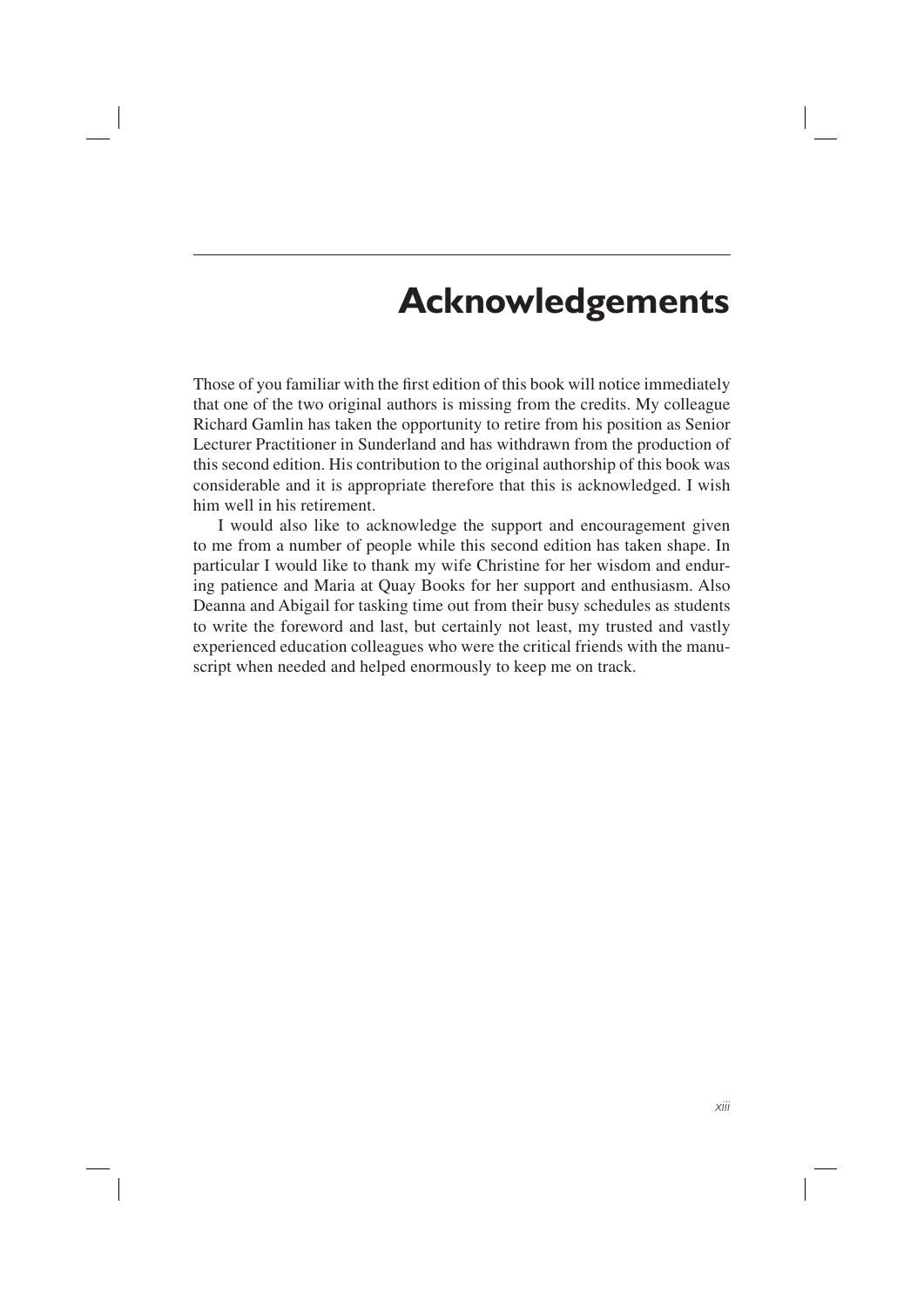# Acknowledgements

Those of you familiar with the first edition of this book will notice immediately that one of the two original authors is missing from the credits. My colleague Richard Gamlin has taken the opportunity to retire from his position as Senior Lecturer Practitioner in Sunderland and has withdrawn from the production of this second edition. His contribution to the original authorship of this book was considerable and it is appropriate therefore that this is acknowledged. I wish him well in his retirement.

I would also like to acknowledge the support and encouragement given to me from a number of people while this second edition has taken shape. In particular I would like to thank my wife Christine for her wisdom and enduring patience and Maria at Quay Books for her support and enthusiasm. Also Deanna and Abigail for tasking time out from their busy schedules as students to write the foreword and last, but certainly not least, my trusted and vastly experienced education colleagues who were the critical friends with the manuscript when needed and helped enormously to keep me on track.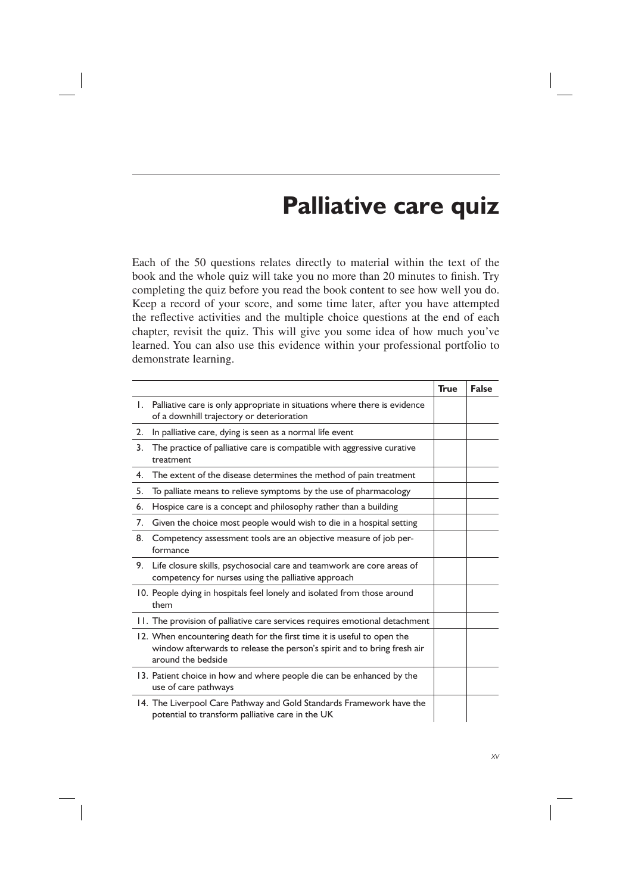# Palliative care quiz

Each of the 50 questions relates directly to material within the text of the book and the whole quiz will take you no more than 20 minutes to finish. Try completing the quiz before you read the book content to see how well you do. Keep a record of your score, and some time later, after you have attempted the reflective activities and the multiple choice questions at the end of each chapter, revisit the quiz. This will give you some idea of how much you've learned. You can also use this evidence within your professional portfolio to demonstrate learning.

| | **True** | **False** |
|---|---|---|
| 1. Palliative care is only appropriate in situations where there is evidence of a downhill trajectory or deterioration | | |
| 2. In palliative care, dying is seen as a normal life event | | |
| 3. The practice of palliative care is compatible with aggressive curative treatment | | |
| 4. The extent of the disease determines the method of pain treatment | | |
| 5. To palliate means to relieve symptoms by the use of pharmacology | | |
| 6. Hospice care is a concept and philosophy rather than a building | | |
| 7. Given the choice most people would wish to die in a hospital setting | | |
| 8. Competency assessment tools are an objective measure of job performance | | |
| 9. Life closure skills, psychosocial care and teamwork are core areas of competency for nurses using the palliative approach | | |
| 10. People dying in hospitals feel lonely and isolated from those around them | | |
| 11. The provision of palliative care services requires emotional detachment | | |
| 12. When encountering death for the first time it is useful to open the window afterwards to release the person's spirit and to bring fresh air around the bedside | | |
| 13. Patient choice in how and where people die can be enhanced by the use of care pathways | | |
| 14. The Liverpool Care Pathway and Gold Standards Framework have the potential to transform palliative care in the UK | | |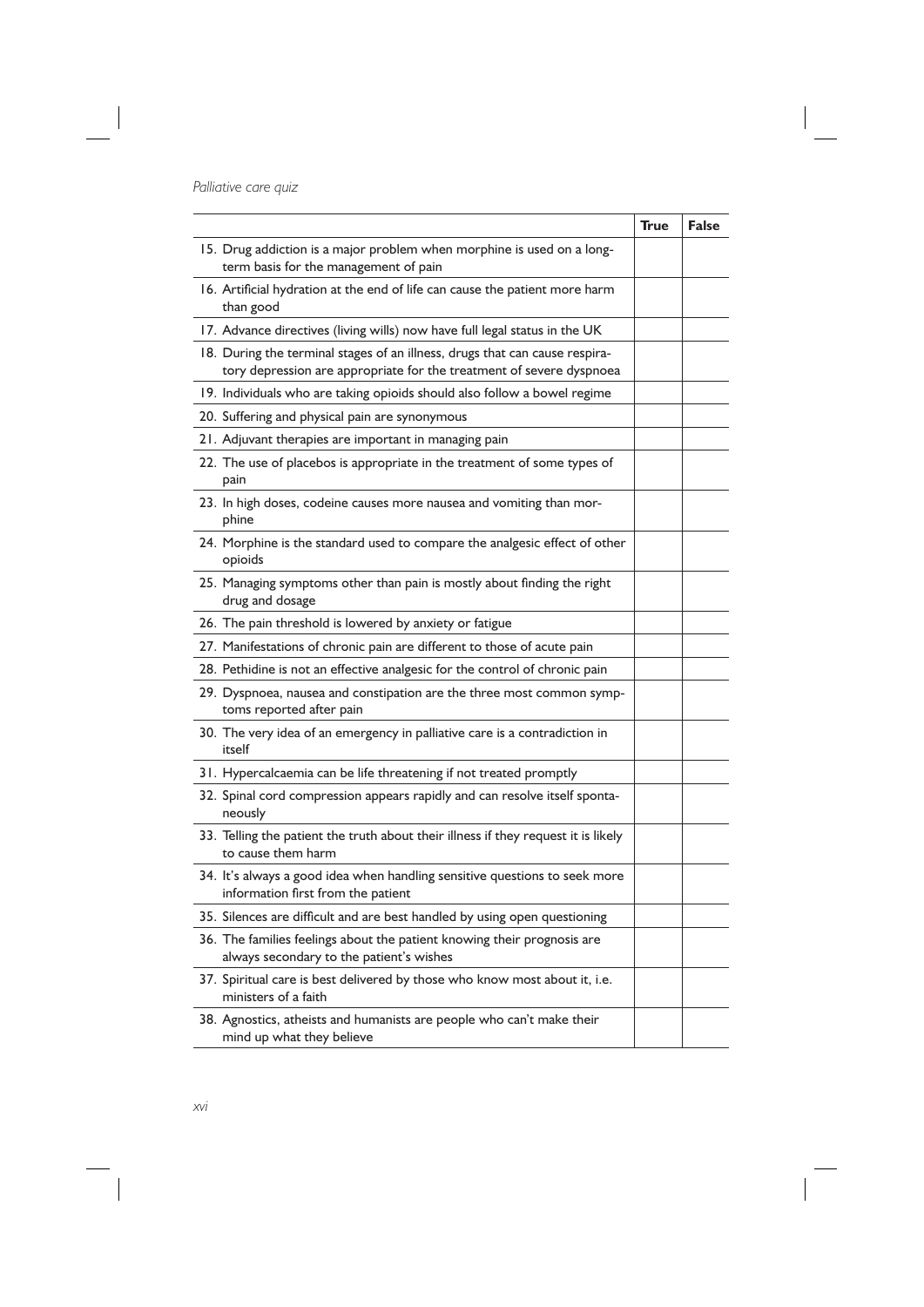| | True | False |
|---|---|---|
| 15. Drug addiction is a major problem when morphine is used on a long-term basis for the management of pain | | |
| 16. Artificial hydration at the end of life can cause the patient more harm than good | | |
| 17. Advance directives (living wills) now have full legal status in the UK | | |
| 18. During the terminal stages of an illness, drugs that can cause respiratory depression are appropriate for the treatment of severe dyspnoea | | |
| 19. Individuals who are taking opioids should also follow a bowel regime | | |
| 20. Suffering and physical pain are synonymous | | |
| 21. Adjuvant therapies are important in managing pain | | |
| 22. The use of placebos is appropriate in the treatment of some types of pain | | |
| 23. In high doses, codeine causes more nausea and vomiting than morphine | | |
| 24. Morphine is the standard used to compare the analgesic effect of other opioids | | |
| 25. Managing symptoms other than pain is mostly about finding the right drug and dosage | | |
| 26. The pain threshold is lowered by anxiety or fatigue | | |
| 27. Manifestations of chronic pain are different to those of acute pain | | |
| 28. Pethidine is not an effective analgesic for the control of chronic pain | | |
| 29. Dyspnoea, nausea and constipation are the three most common symptoms reported after pain | | |
| 30. The very idea of an emergency in palliative care is a contradiction in itself | | |
| 31. Hypercalcaemia can be life threatening if not treated promptly | | |
| 32. Spinal cord compression appears rapidly and can resolve itself spontaneously | | |
| 33. Telling the patient the truth about their illness if they request it is likely to cause them harm | | |
| 34. It's always a good idea when handling sensitive questions to seek more information first from the patient | | |
| 35. Silences are difficult and are best handled by using open questioning | | |
| 36. The families feelings about the patient knowing their prognosis are always secondary to the patient's wishes | | |
| 37. Spiritual care is best delivered by those who know most about it, i.e. ministers of a faith | | |
| 38. Agnostics, atheists and humanists are people who can't make their mind up what they believe | | |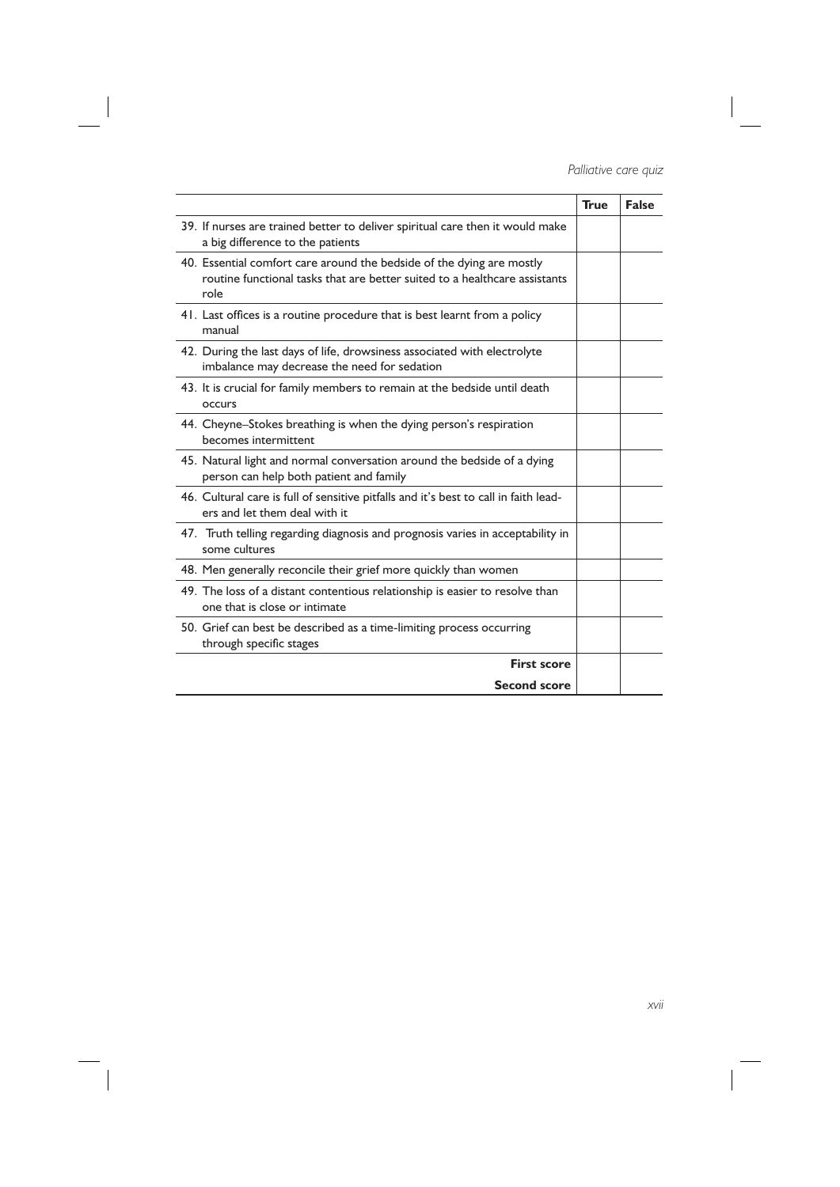| | True | False |
|---|---|---|
| 39. If nurses are trained better to deliver spiritual care then it would make a big difference to the patients | | |
| 40. Essential comfort care around the bedside of the dying are mostly routine functional tasks that are better suited to a healthcare assistants role | | |
| 41. Last offices is a routine procedure that is best learnt from a policy manual | | |
| 42. During the last days of life, drowsiness associated with electrolyte imbalance may decrease the need for sedation | | |
| 43. It is crucial for family members to remain at the bedside until death occurs | | |
| 44. Cheyne–Stokes breathing is when the dying person's respiration becomes intermittent | | |
| 45. Natural light and normal conversation around the bedside of a dying person can help both patient and family | | |
| 46. Cultural care is full of sensitive pitfalls and it's best to call in faith leaders and let them deal with it | | |
| 47. Truth telling regarding diagnosis and prognosis varies in acceptability in some cultures | | |
| 48. Men generally reconcile their grief more quickly than women | | |
| 49. The loss of a distant contentious relationship is easier to resolve than one that is close or intimate | | |
| 50. Grief can best be described as a time-limiting process occurring through specific stages | | |
| **First score** | | |
| **Second score** | | |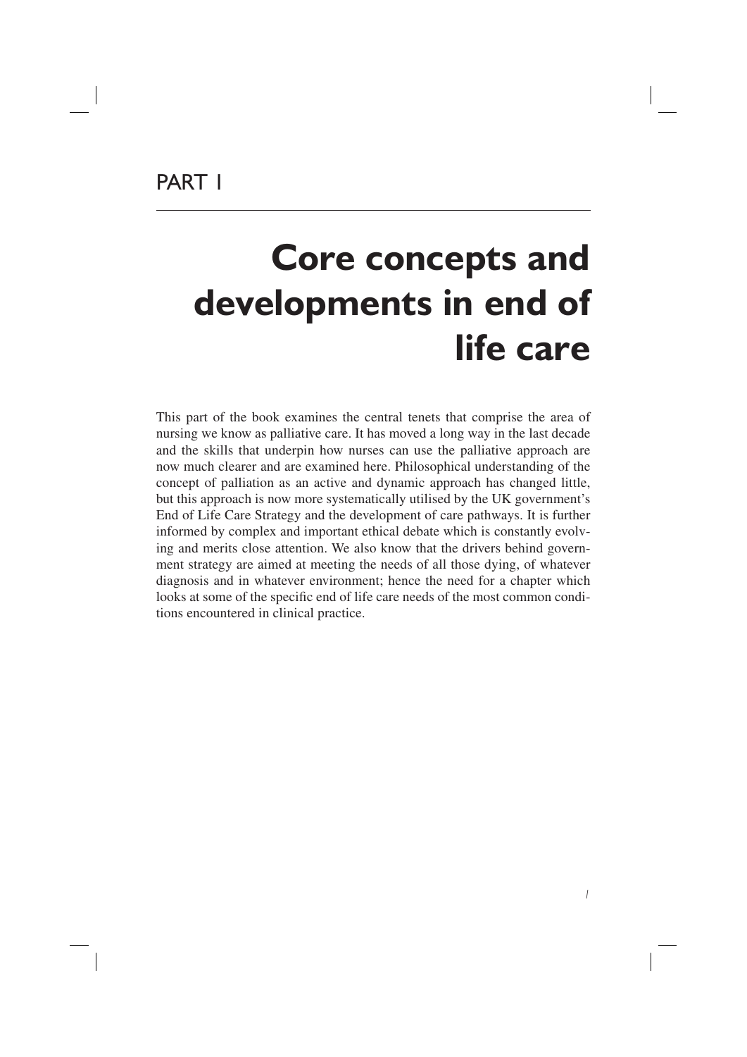PART 1

# Core concepts and developments in end of life care

This part of the book examines the central tenets that comprise the area of nursing we know as palliative care. It has moved a long way in the last decade and the skills that underpin how nurses can use the palliative approach are now much clearer and are examined here. Philosophical understanding of the concept of palliation as an active and dynamic approach has changed little, but this approach is now more systematically utilised by the UK government's End of Life Care Strategy and the development of care pathways. It is further informed by complex and important ethical debate which is constantly evolving and merits close attention. We also know that the drivers behind government strategy are aimed at meeting the needs of all those dying, of whatever diagnosis and in whatever environment; hence the need for a chapter which looks at some of the specific end of life care needs of the most common conditions encountered in clinical practice.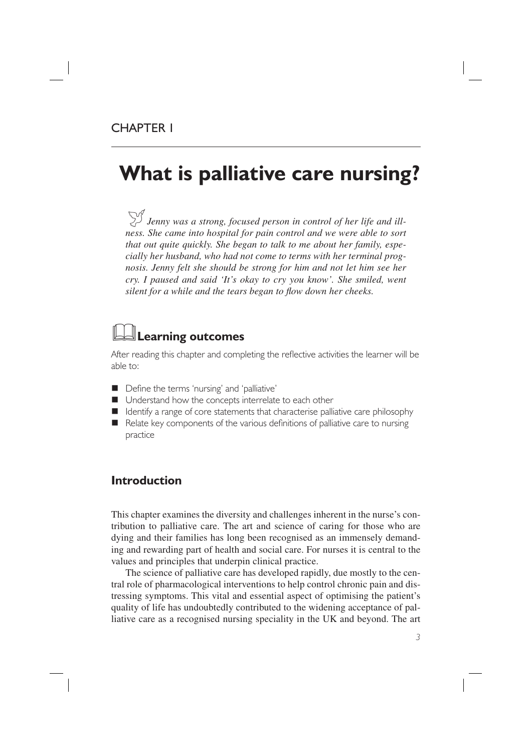CHAPTER 1

# What is palliative care nursing?

*Jenny was a strong, focused person in control of her life and illness. She came into hospital for pain control and we were able to sort that out quite quickly. She began to talk to me about her family, especially her husband, who had not come to terms with her terminal prognosis. Jenny felt she should be strong for him and not let him see her cry. I paused and said 'It's okay to cry you know'. She smiled, went silent for a while and the tears began to flow down her cheeks.*

## Learning outcomes

After reading this chapter and completing the reflective activities the learner will be able to:

- Define the terms 'nursing' and 'palliative'
- Understand how the concepts interrelate to each other
- Identify a range of core statements that characterise palliative care philosophy
- Relate key components of the various definitions of palliative care to nursing practice

## Introduction

This chapter examines the diversity and challenges inherent in the nurse's contribution to palliative care. The art and science of caring for those who are dying and their families has long been recognised as an immensely demanding and rewarding part of health and social care. For nurses it is central to the values and principles that underpin clinical practice.

The science of palliative care has developed rapidly, due mostly to the central role of pharmacological interventions to help control chronic pain and distressing symptoms. This vital and essential aspect of optimising the patient's quality of life has undoubtedly contributed to the widening acceptance of palliative care as a recognised nursing speciality in the UK and beyond. The art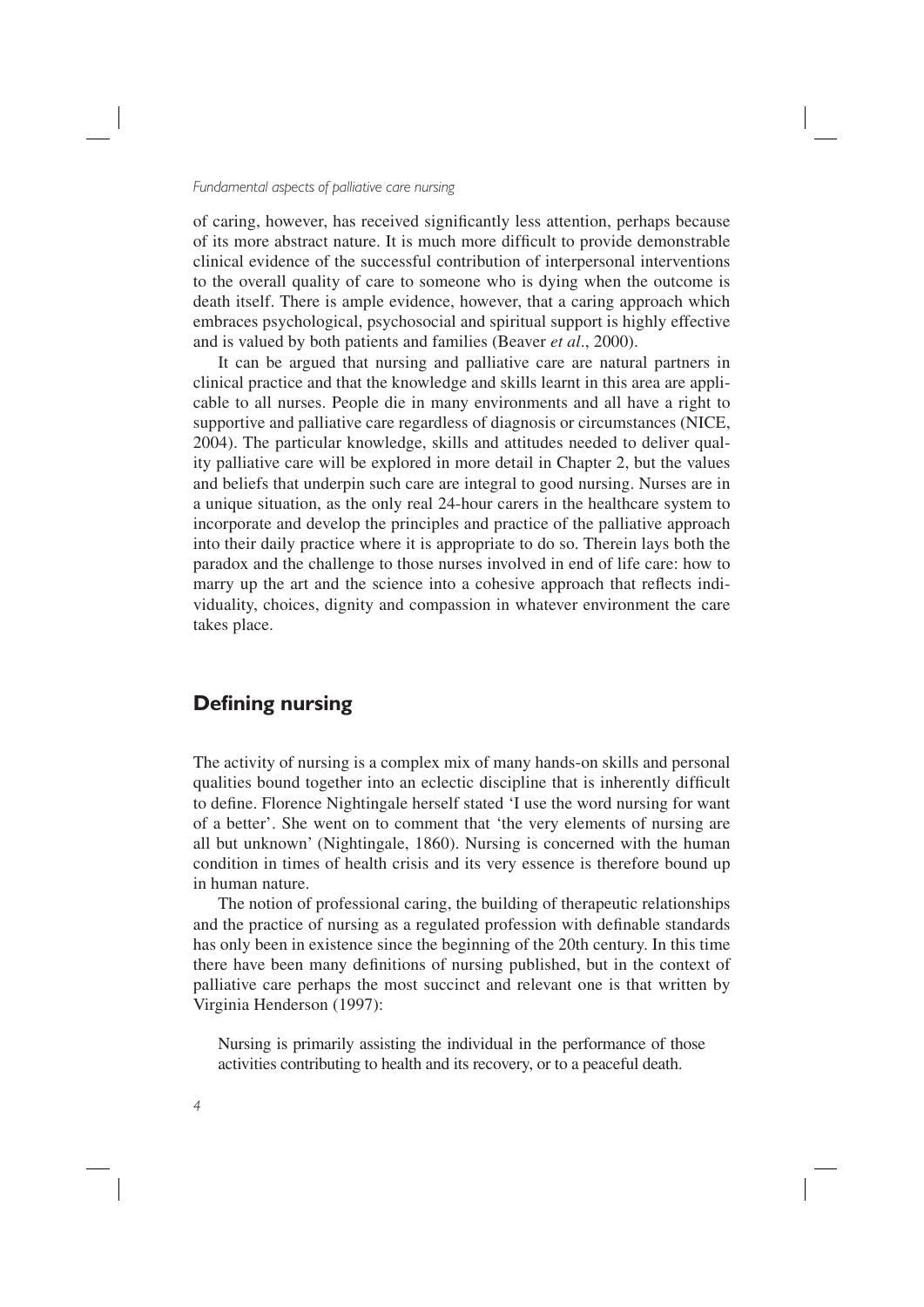of caring, however, has received significantly less attention, perhaps because of its more abstract nature. It is much more difficult to provide demonstrable clinical evidence of the successful contribution of interpersonal interventions to the overall quality of care to someone who is dying when the outcome is death itself. There is ample evidence, however, that a caring approach which embraces psychological, psychosocial and spiritual support is highly effective and is valued by both patients and families (Beaver *et al*., 2000).

It can be argued that nursing and palliative care are natural partners in clinical practice and that the knowledge and skills learnt in this area are applicable to all nurses. People die in many environments and all have a right to supportive and palliative care regardless of diagnosis or circumstances (NICE, 2004). The particular knowledge, skills and attitudes needed to deliver quality palliative care will be explored in more detail in Chapter 2, but the values and beliefs that underpin such care are integral to good nursing. Nurses are in a unique situation, as the only real 24-hour carers in the healthcare system to incorporate and develop the principles and practice of the palliative approach into their daily practice where it is appropriate to do so. Therein lays both the paradox and the challenge to those nurses involved in end of life care: how to marry up the art and the science into a cohesive approach that reflects individuality, choices, dignity and compassion in whatever environment the care takes place.

## Defining nursing

The activity of nursing is a complex mix of many hands-on skills and personal qualities bound together into an eclectic discipline that is inherently difficult to define. Florence Nightingale herself stated 'I use the word nursing for want of a better'. She went on to comment that 'the very elements of nursing are all but unknown' (Nightingale, 1860). Nursing is concerned with the human condition in times of health crisis and its very essence is therefore bound up in human nature.

The notion of professional caring, the building of therapeutic relationships and the practice of nursing as a regulated profession with definable standards has only been in existence since the beginning of the 20th century. In this time there have been many definitions of nursing published, but in the context of palliative care perhaps the most succinct and relevant one is that written by Virginia Henderson (1997):

> Nursing is primarily assisting the individual in the performance of those activities contributing to health and its recovery, or to a peaceful death.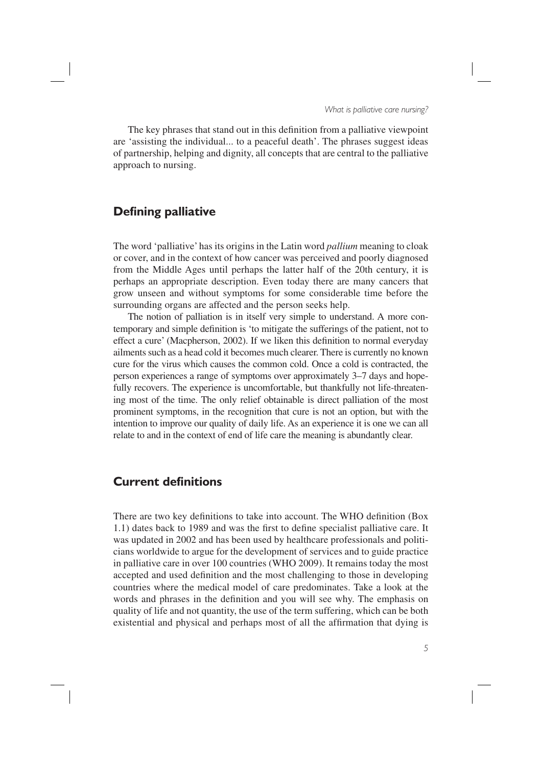The key phrases that stand out in this definition from a palliative viewpoint are 'assisting the individual... to a peaceful death'. The phrases suggest ideas of partnership, helping and dignity, all concepts that are central to the palliative approach to nursing.

## Defining palliative

The word 'palliative' has its origins in the Latin word *pallium* meaning to cloak or cover, and in the context of how cancer was perceived and poorly diagnosed from the Middle Ages until perhaps the latter half of the 20th century, it is perhaps an appropriate description. Even today there are many cancers that grow unseen and without symptoms for some considerable time before the surrounding organs are affected and the person seeks help.

The notion of palliation is in itself very simple to understand. A more contemporary and simple definition is 'to mitigate the sufferings of the patient, not to effect a cure' (Macpherson, 2002). If we liken this definition to normal everyday ailments such as a head cold it becomes much clearer. There is currently no known cure for the virus which causes the common cold. Once a cold is contracted, the person experiences a range of symptoms over approximately 3–7 days and hopefully recovers. The experience is uncomfortable, but thankfully not life-threatening most of the time. The only relief obtainable is direct palliation of the most prominent symptoms, in the recognition that cure is not an option, but with the intention to improve our quality of daily life. As an experience it is one we can all relate to and in the context of end of life care the meaning is abundantly clear.

## Current definitions

There are two key definitions to take into account. The WHO definition (Box 1.1) dates back to 1989 and was the first to define specialist palliative care. It was updated in 2002 and has been used by healthcare professionals and politicians worldwide to argue for the development of services and to guide practice in palliative care in over 100 countries (WHO 2009). It remains today the most accepted and used definition and the most challenging to those in developing countries where the medical model of care predominates. Take a look at the words and phrases in the definition and you will see why. The emphasis on quality of life and not quantity, the use of the term suffering, which can be both existential and physical and perhaps most of all the affirmation that dying is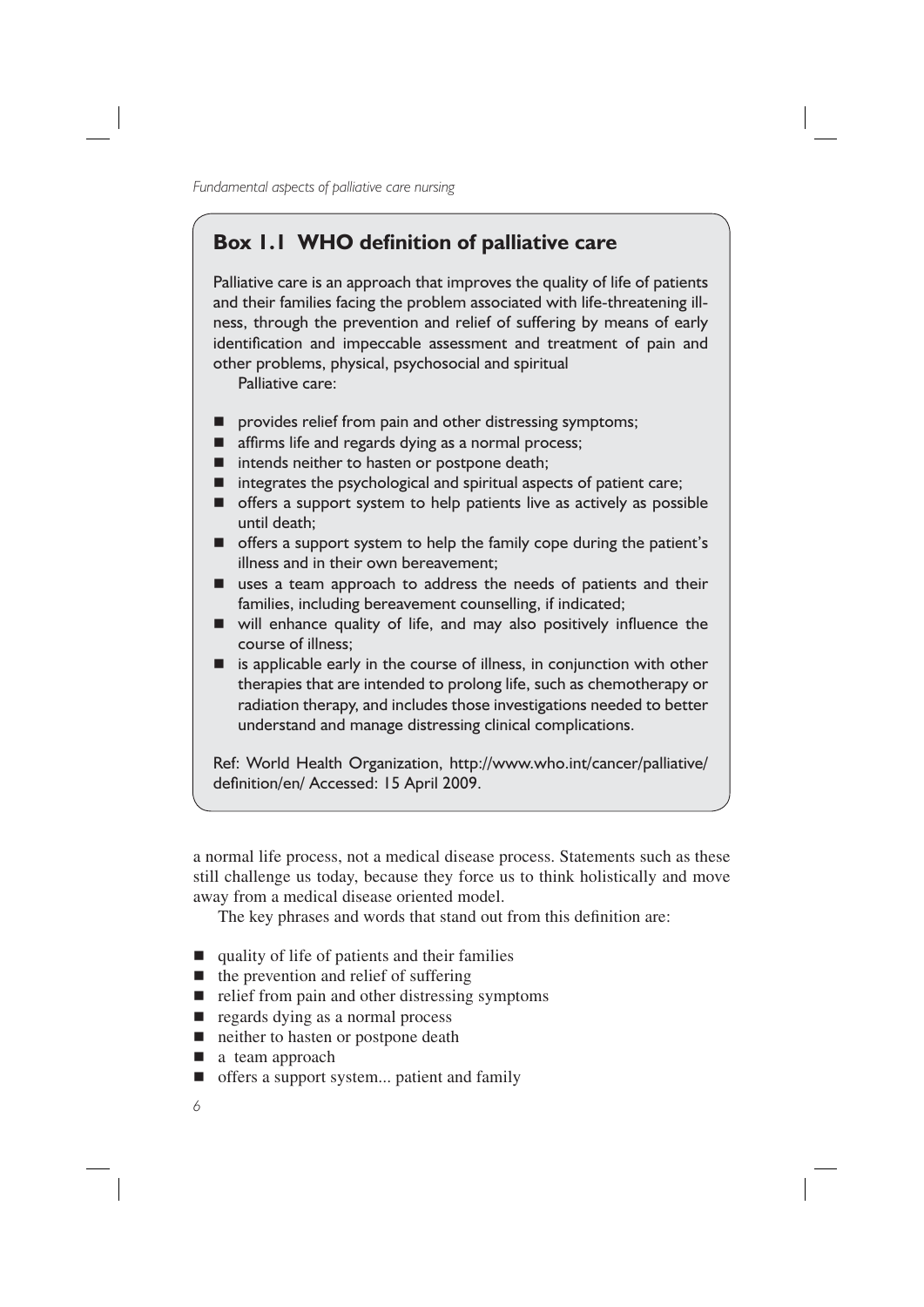## Box 1.1 WHO definition of palliative care

Palliative care is an approach that improves the quality of life of patients and their families facing the problem associated with life-threatening illness, through the prevention and relief of suffering by means of early identification and impeccable assessment and treatment of pain and other problems, physical, psychosocial and spiritual

Palliative care:

- provides relief from pain and other distressing symptoms;
- affirms life and regards dying as a normal process;
- intends neither to hasten or postpone death;
- integrates the psychological and spiritual aspects of patient care;
- offers a support system to help patients live as actively as possible until death;
- offers a support system to help the family cope during the patient's illness and in their own bereavement;
- uses a team approach to address the needs of patients and their families, including bereavement counselling, if indicated;
- will enhance quality of life, and may also positively influence the course of illness;
- is applicable early in the course of illness, in conjunction with other therapies that are intended to prolong life, such as chemotherapy or radiation therapy, and includes those investigations needed to better understand and manage distressing clinical complications.

Ref: World Health Organization, http://www.who.int/cancer/palliative/definition/en/ Accessed: 15 April 2009.

a normal life process, not a medical disease process. Statements such as these still challenge us today, because they force us to think holistically and move away from a medical disease oriented model.

The key phrases and words that stand out from this definition are:

- quality of life of patients and their families
- the prevention and relief of suffering
- relief from pain and other distressing symptoms
- regards dying as a normal process
- neither to hasten or postpone death
- a team approach
- offers a support system... patient and family